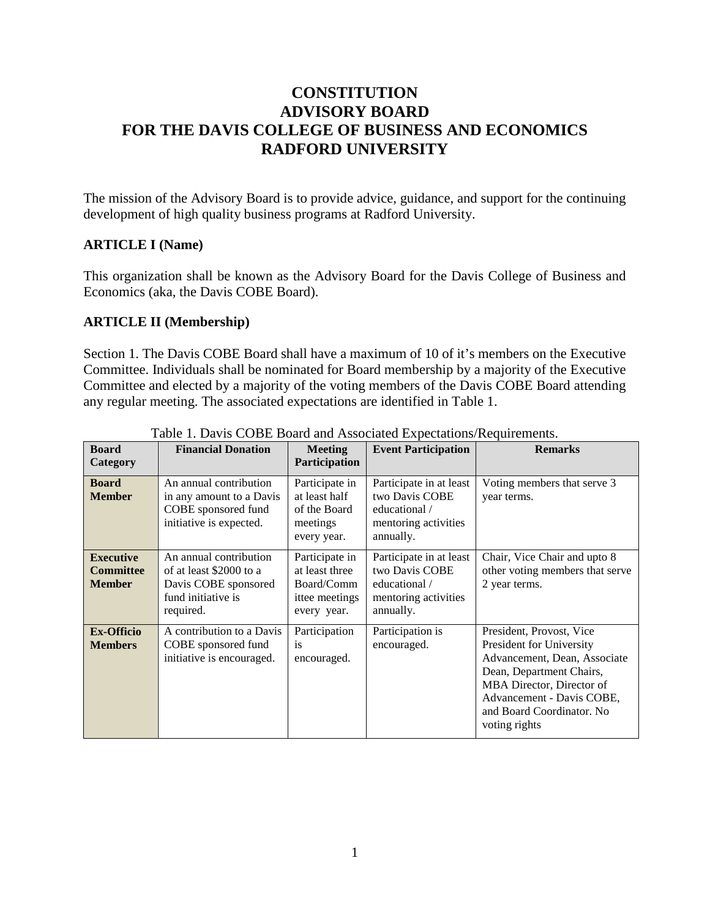# CONSTITUTION
# ADVISORY BOARD
# FOR THE DAVIS COLLEGE OF BUSINESS AND ECONOMICS
# RADFORD UNIVERSITY

The mission of the Advisory Board is to provide advice, guidance, and support for the continuing development of high quality business programs at Radford University.

### ARTICLE I (Name)

This organization shall be known as the Advisory Board for the Davis College of Business and Economics (aka, the Davis COBE Board).

### ARTICLE II (Membership)

Section 1. The Davis COBE Board shall have a maximum of 10 of it's members on the Executive Committee. Individuals shall be nominated for Board membership by a majority of the Executive Committee and elected by a majority of the voting members of the Davis COBE Board attending any regular meeting. The associated expectations are identified in Table 1.

Table 1. Davis COBE Board and Associated Expectations/Requirements.

| Board Category | Financial Donation | Meeting Participation | Event Participation | Remarks |
|---|---|---|---|---|
| **Board Member** | An annual contribution in any amount to a Davis COBE sponsored fund initiative is expected. | Participate in at least half of the Board meetings every year. | Participate in at least two Davis COBE educational / mentoring activities annually. | Voting members that serve 3 year terms. |
| **Executive Committee Member** | An annual contribution of at least $2000 to a Davis COBE sponsored fund initiative is required. | Participate in at least three Board/Committee meetings every year. | Participate in at least two Davis COBE educational / mentoring activities annually. | Chair, Vice Chair and upto 8 other voting members that serve 2 year terms. |
| **Ex-Officio Members** | A contribution to a Davis COBE sponsored fund initiative is encouraged. | Participation is encouraged. | Participation is encouraged. | President, Provost, Vice President for University Advancement, Dean, Associate Dean, Department Chairs, MBA Director, Director of Advancement - Davis COBE, and Board Coordinator. No voting rights |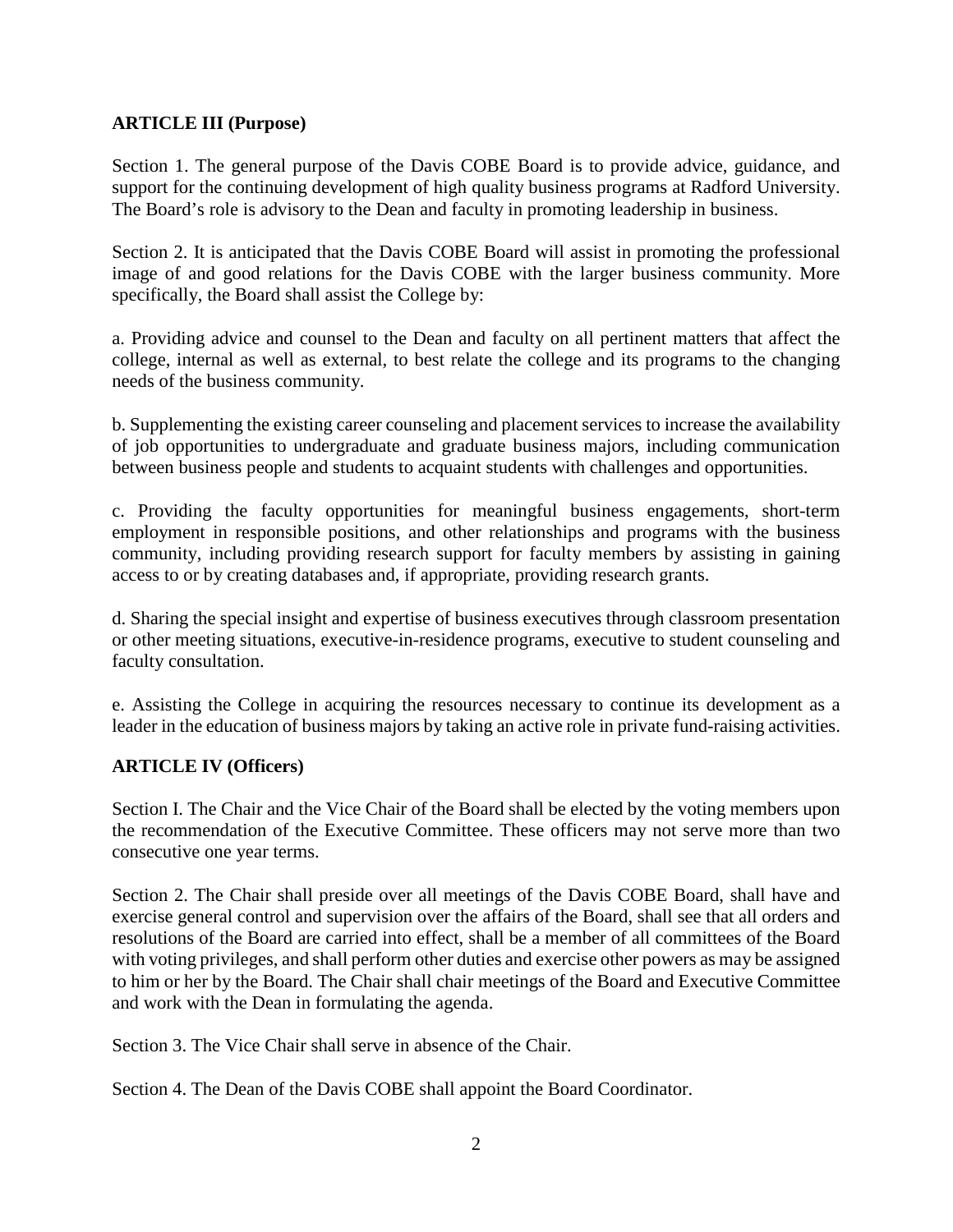**ARTICLE III (Purpose)**

Section 1. The general purpose of the Davis COBE Board is to provide advice, guidance, and support for the continuing development of high quality business programs at Radford University. The Board's role is advisory to the Dean and faculty in promoting leadership in business.

Section 2. It is anticipated that the Davis COBE Board will assist in promoting the professional image of and good relations for the Davis COBE with the larger business community. More specifically, the Board shall assist the College by:

a. Providing advice and counsel to the Dean and faculty on all pertinent matters that affect the college, internal as well as external, to best relate the college and its programs to the changing needs of the business community.

b. Supplementing the existing career counseling and placement services to increase the availability of job opportunities to undergraduate and graduate business majors, including communication between business people and students to acquaint students with challenges and opportunities.

c. Providing the faculty opportunities for meaningful business engagements, short-term employment in responsible positions, and other relationships and programs with the business community, including providing research support for faculty members by assisting in gaining access to or by creating databases and, if appropriate, providing research grants.

d. Sharing the special insight and expertise of business executives through classroom presentation or other meeting situations, executive-in-residence programs, executive to student counseling and faculty consultation.

e. Assisting the College in acquiring the resources necessary to continue its development as a leader in the education of business majors by taking an active role in private fund-raising activities.

**ARTICLE IV (Officers)**

Section I. The Chair and the Vice Chair of the Board shall be elected by the voting members upon the recommendation of the Executive Committee. These officers may not serve more than two consecutive one year terms.

Section 2. The Chair shall preside over all meetings of the Davis COBE Board, shall have and exercise general control and supervision over the affairs of the Board, shall see that all orders and resolutions of the Board are carried into effect, shall be a member of all committees of the Board with voting privileges, and shall perform other duties and exercise other powers as may be assigned to him or her by the Board. The Chair shall chair meetings of the Board and Executive Committee and work with the Dean in formulating the agenda.

Section 3. The Vice Chair shall serve in absence of the Chair.

Section 4. The Dean of the Davis COBE shall appoint the Board Coordinator.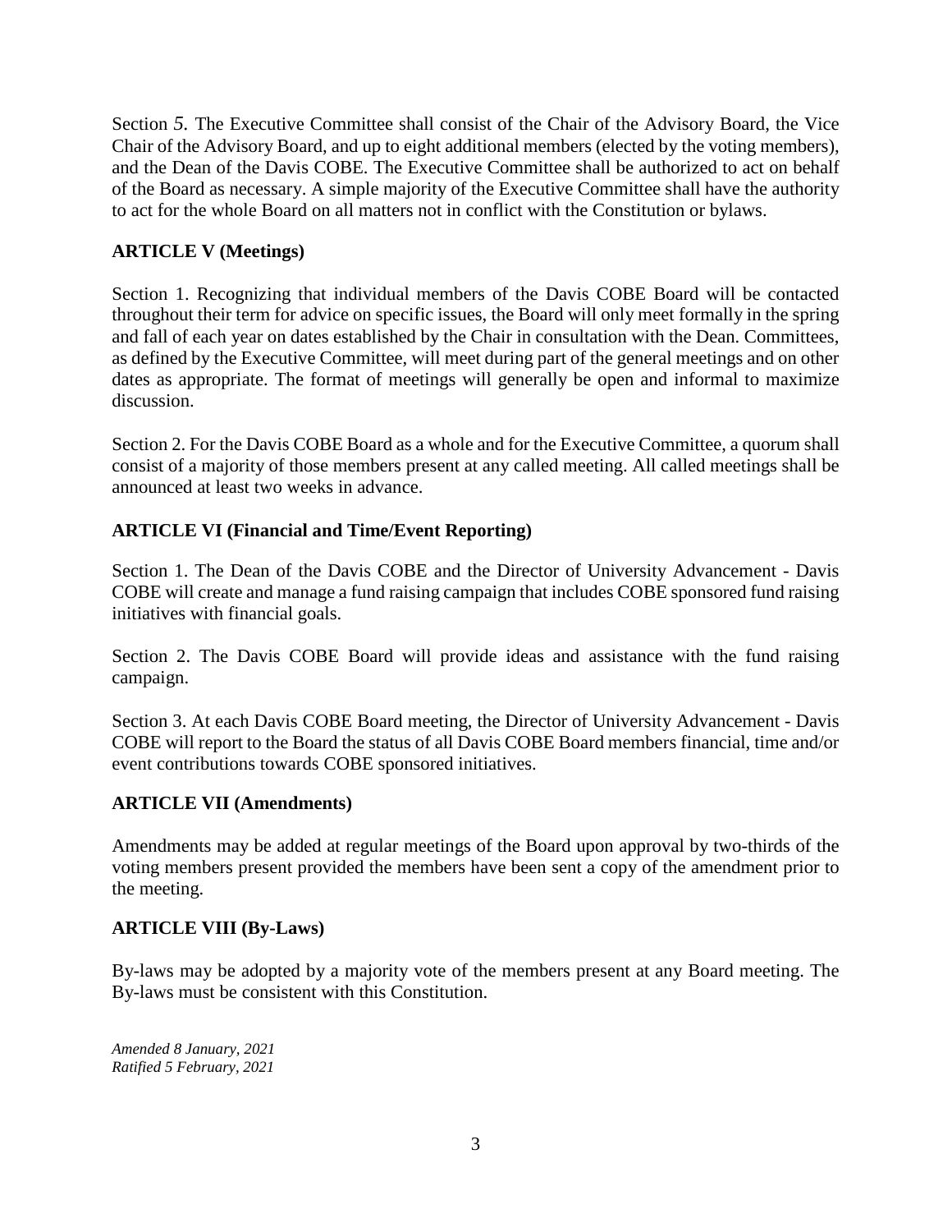Section *5.* The Executive Committee shall consist of the Chair of the Advisory Board, the Vice Chair of the Advisory Board, and up to eight additional members (elected by the voting members), and the Dean of the Davis COBE. The Executive Committee shall be authorized to act on behalf of the Board as necessary. A simple majority of the Executive Committee shall have the authority to act for the whole Board on all matters not in conflict with the Constitution or bylaws.

**ARTICLE V (Meetings)**

Section 1. Recognizing that individual members of the Davis COBE Board will be contacted throughout their term for advice on specific issues, the Board will only meet formally in the spring and fall of each year on dates established by the Chair in consultation with the Dean. Committees, as defined by the Executive Committee, will meet during part of the general meetings and on other dates as appropriate. The format of meetings will generally be open and informal to maximize discussion.

Section 2. For the Davis COBE Board as a whole and for the Executive Committee, a quorum shall consist of a majority of those members present at any called meeting. All called meetings shall be announced at least two weeks in advance.

**ARTICLE VI (Financial and Time/Event Reporting)**

Section 1. The Dean of the Davis COBE and the Director of University Advancement - Davis COBE will create and manage a fund raising campaign that includes COBE sponsored fund raising initiatives with financial goals.

Section 2. The Davis COBE Board will provide ideas and assistance with the fund raising campaign.

Section 3. At each Davis COBE Board meeting, the Director of University Advancement - Davis COBE will report to the Board the status of all Davis COBE Board members financial, time and/or event contributions towards COBE sponsored initiatives.

**ARTICLE VII (Amendments)**

Amendments may be added at regular meetings of the Board upon approval by two-thirds of the voting members present provided the members have been sent a copy of the amendment prior to the meeting.

**ARTICLE VIII (By-Laws)**

By-laws may be adopted by a majority vote of the members present at any Board meeting. The By-laws must be consistent with this Constitution.

*Amended 8 January, 2021*
*Ratified 5 February, 2021*